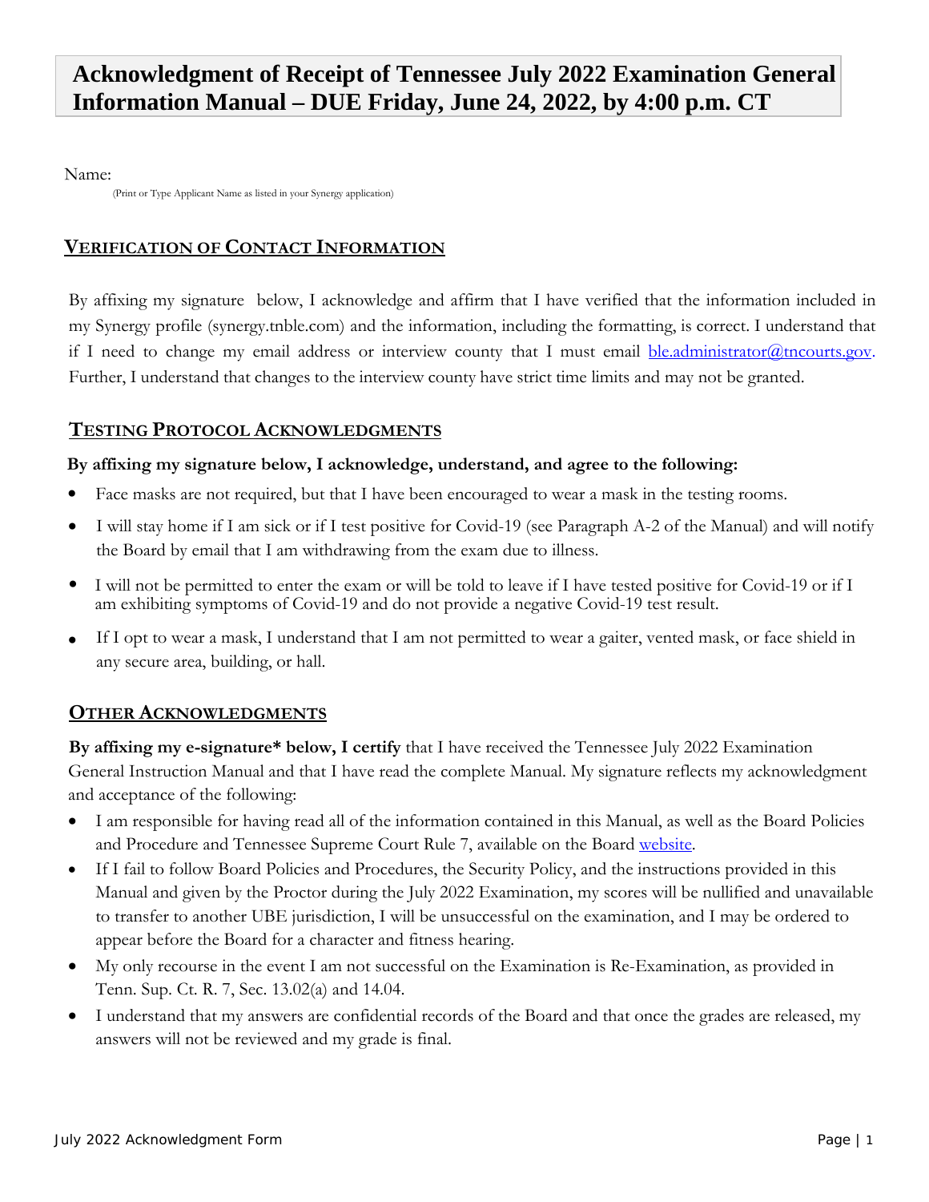# Acknowledgment of Receipt of Tennessee July 2022 Examination General Information Manual – DUE Friday, June 24, 2022, by 4:00 p.m. CT

Name:

(Print or Type Applicant Name as listed in your Synergy application)

## VERIFICATION OF CONTACT INFORMATION

By affixing my signature below, I acknowledge and affirm that I have verified that the information included in my Synergy profile (synergy.tnble.com) and the information, including the formatting, is correct. I understand that if I need to change my email address or interview county that I must email ble.administrator@tncourts.gov. Further, I understand that changes to the interview county have strict time limits and may not be granted.

## TESTING PROTOCOL ACKNOWLEDGMENTS

**By affixing my signature below, I acknowledge, understand, and agree to the following:**

- Face masks are not required, but that I have been encouraged to wear a mask in the testing rooms.
- I will stay home if I am sick or if I test positive for Covid-19 (see Paragraph A-2 of the Manual) and will notify the Board by email that I am withdrawing from the exam due to illness.
- I will not be permitted to enter the exam or will be told to leave if I have tested positive for Covid-19 or if I am exhibiting symptoms of Covid-19 and do not provide a negative Covid-19 test result.
- If I opt to wear a mask, I understand that I am not permitted to wear a gaiter, vented mask, or face shield in any secure area, building, or hall.

## OTHER ACKNOWLEDGMENTS

**By affixing my e-signature* below, I certify** that I have received the Tennessee July 2022 Examination General Instruction Manual and that I have read the complete Manual. My signature reflects my acknowledgment and acceptance of the following:

- I am responsible for having read all of the information contained in this Manual, as well as the Board Policies and Procedure and Tennessee Supreme Court Rule 7, available on the Board website.
- If I fail to follow Board Policies and Procedures, the Security Policy, and the instructions provided in this Manual and given by the Proctor during the July 2022 Examination, my scores will be nullified and unavailable to transfer to another UBE jurisdiction, I will be unsuccessful on the examination, and I may be ordered to appear before the Board for a character and fitness hearing.
- My only recourse in the event I am not successful on the Examination is Re-Examination, as provided in Tenn. Sup. Ct. R. 7, Sec. 13.02(a) and 14.04.
- I understand that my answers are confidential records of the Board and that once the grades are released, my answers will not be reviewed and my grade is final.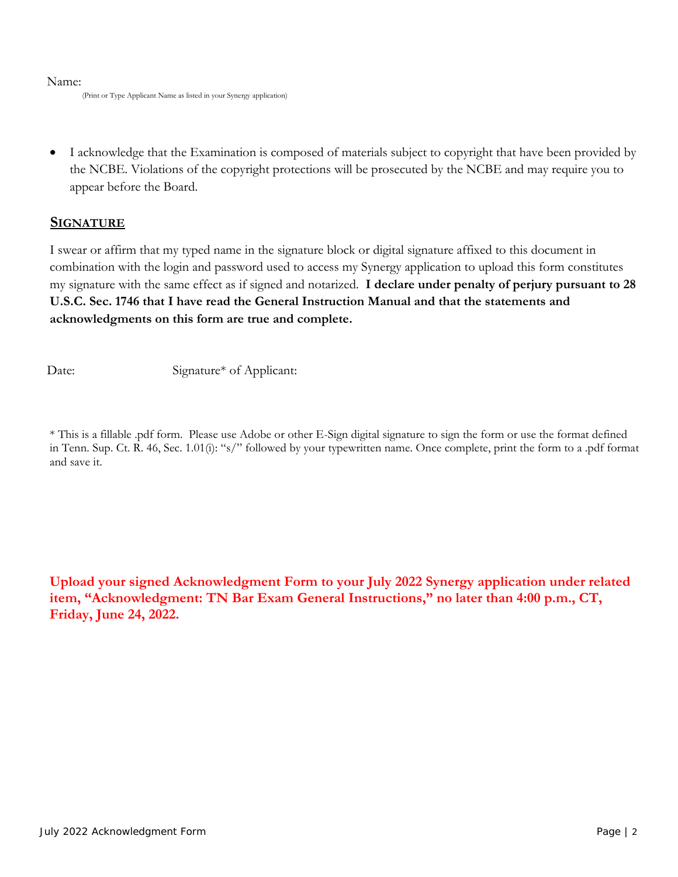Name:

(Print or Type Applicant Name as listed in your Synergy application)

- I acknowledge that the Examination is composed of materials subject to copyright that have been provided by the NCBE. Violations of the copyright protections will be prosecuted by the NCBE and may require you to appear before the Board.

## SIGNATURE

I swear or affirm that my typed name in the signature block or digital signature affixed to this document in combination with the login and password used to access my Synergy application to upload this form constitutes my signature with the same effect as if signed and notarized. **I declare under penalty of perjury pursuant to 28 U.S.C. Sec. 1746 that I have read the General Instruction Manual and that the statements and acknowledgments on this form are true and complete.**

Date: Signature* of Applicant:

* This is a fillable .pdf form. Please use Adobe or other E-Sign digital signature to sign the form or use the format defined in Tenn. Sup. Ct. R. 46, Sec. 1.01(i): "s/" followed by your typewritten name. Once complete, print the form to a .pdf format and save it.

**Upload your signed Acknowledgment Form to your July 2022 Synergy application under related item, "Acknowledgment: TN Bar Exam General Instructions," no later than 4:00 p.m., CT, Friday, June 24, 2022.**